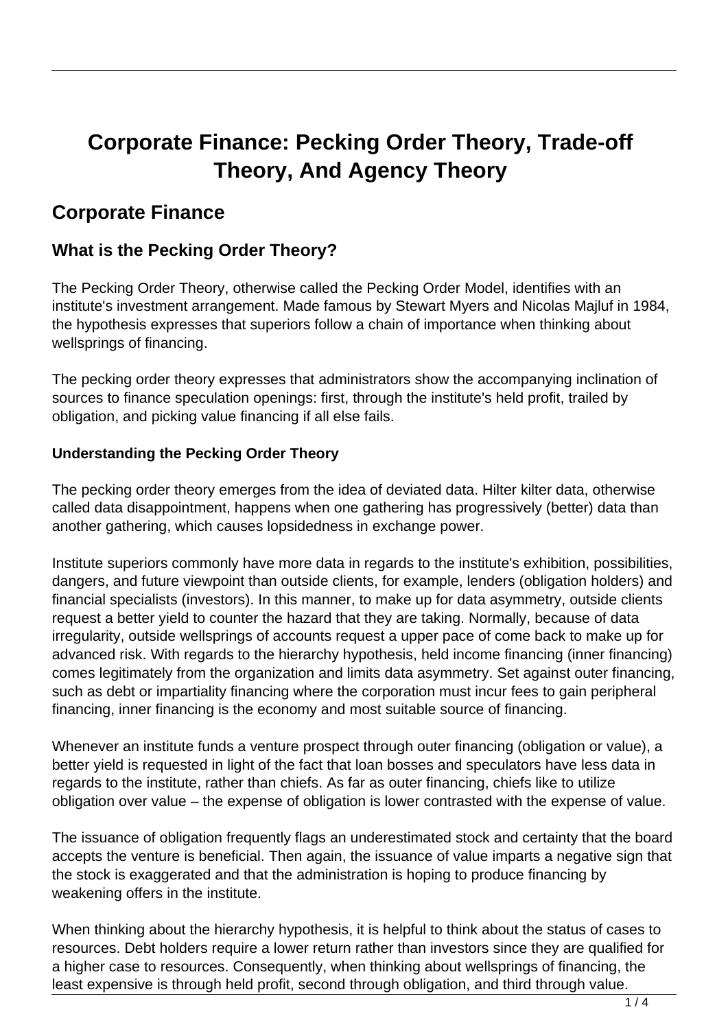# Corporate Finance: Pecking Order Theory, Trade-off Theory, And Agency Theory

## Corporate Finance

### What is the Pecking Order Theory?

The Pecking Order Theory, otherwise called the Pecking Order Model, identifies with an institute's investment arrangement. Made famous by Stewart Myers and Nicolas Majluf in 1984, the hypothesis expresses that superiors follow a chain of importance when thinking about wellsprings of financing.

The pecking order theory expresses that administrators show the accompanying inclination of sources to finance speculation openings: first, through the institute's held profit, trailed by obligation, and picking value financing if all else fails.

#### Understanding the Pecking Order Theory

The pecking order theory emerges from the idea of deviated data. Hilter kilter data, otherwise called data disappointment, happens when one gathering has progressively (better) data than another gathering, which causes lopsidedness in exchange power.

Institute superiors commonly have more data in regards to the institute's exhibition, possibilities, dangers, and future viewpoint than outside clients, for example, lenders (obligation holders) and financial specialists (investors). In this manner, to make up for data asymmetry, outside clients request a better yield to counter the hazard that they are taking. Normally, because of data irregularity, outside wellsprings of accounts request a upper pace of come back to make up for advanced risk. With regards to the hierarchy hypothesis, held income financing (inner financing) comes legitimately from the organization and limits data asymmetry. Set against outer financing, such as debt or impartiality financing where the corporation must incur fees to gain peripheral financing, inner financing is the economy and most suitable source of financing.

Whenever an institute funds a venture prospect through outer financing (obligation or value), a better yield is requested in light of the fact that loan bosses and speculators have less data in regards to the institute, rather than chiefs. As far as outer financing, chiefs like to utilize obligation over value – the expense of obligation is lower contrasted with the expense of value.

The issuance of obligation frequently flags an underestimated stock and certainty that the board accepts the venture is beneficial. Then again, the issuance of value imparts a negative sign that the stock is exaggerated and that the administration is hoping to produce financing by weakening offers in the institute.

When thinking about the hierarchy hypothesis, it is helpful to think about the status of cases to resources. Debt holders require a lower return rather than investors since they are qualified for a higher case to resources. Consequently, when thinking about wellsprings of financing, the least expensive is through held profit, second through obligation, and third through value.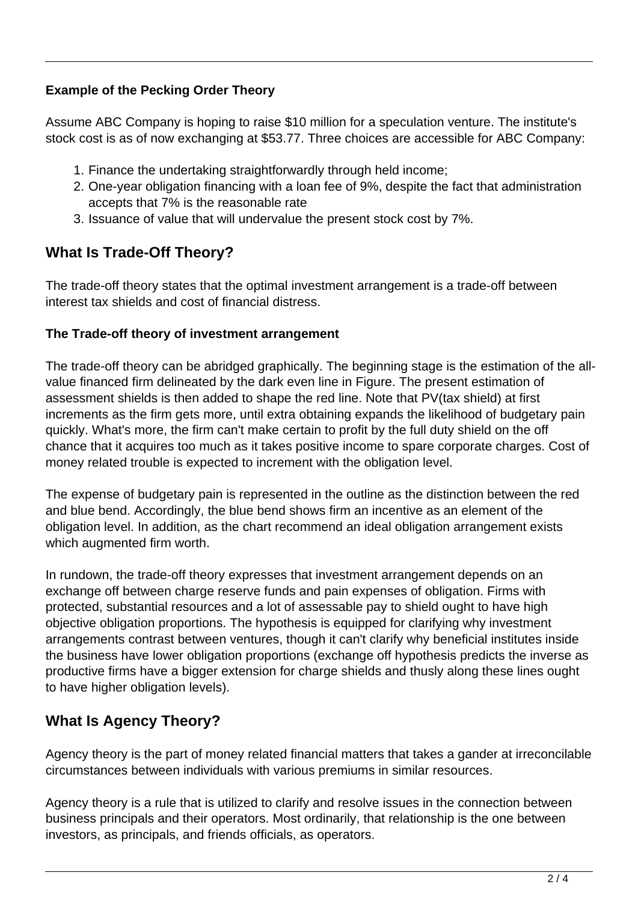**Example of the Pecking Order Theory**

Assume ABC Company is hoping to raise $10 million for a speculation venture. The institute's stock cost is as of now exchanging at $53.77. Three choices are accessible for ABC Company:

1. Finance the undertaking straightforwardly through held income;
2. One-year obligation financing with a loan fee of 9%, despite the fact that administration accepts that 7% is the reasonable rate
3. Issuance of value that will undervalue the present stock cost by 7%.

## What Is Trade-Off Theory?

The trade-off theory states that the optimal investment arrangement is a trade-off between interest tax shields and cost of financial distress.

**The Trade-off theory of investment arrangement**

The trade-off theory can be abridged graphically. The beginning stage is the estimation of the all-value financed firm delineated by the dark even line in Figure. The present estimation of assessment shields is then added to shape the red line. Note that PV(tax shield) at first increments as the firm gets more, until extra obtaining expands the likelihood of budgetary pain quickly. What's more, the firm can't make certain to profit by the full duty shield on the off chance that it acquires too much as it takes positive income to spare corporate charges. Cost of money related trouble is expected to increment with the obligation level.

The expense of budgetary pain is represented in the outline as the distinction between the red and blue bend. Accordingly, the blue bend shows firm an incentive as an element of the obligation level. In addition, as the chart recommend an ideal obligation arrangement exists which augmented firm worth.

In rundown, the trade-off theory expresses that investment arrangement depends on an exchange off between charge reserve funds and pain expenses of obligation. Firms with protected, substantial resources and a lot of assessable pay to shield ought to have high objective obligation proportions. The hypothesis is equipped for clarifying why investment arrangements contrast between ventures, though it can't clarify why beneficial institutes inside the business have lower obligation proportions (exchange off hypothesis predicts the inverse as productive firms have a bigger extension for charge shields and thusly along these lines ought to have higher obligation levels).

## What Is Agency Theory?

Agency theory is the part of money related financial matters that takes a gander at irreconcilable circumstances between individuals with various premiums in similar resources.

Agency theory is a rule that is utilized to clarify and resolve issues in the connection between business principals and their operators. Most ordinarily, that relationship is the one between investors, as principals, and friends officials, as operators.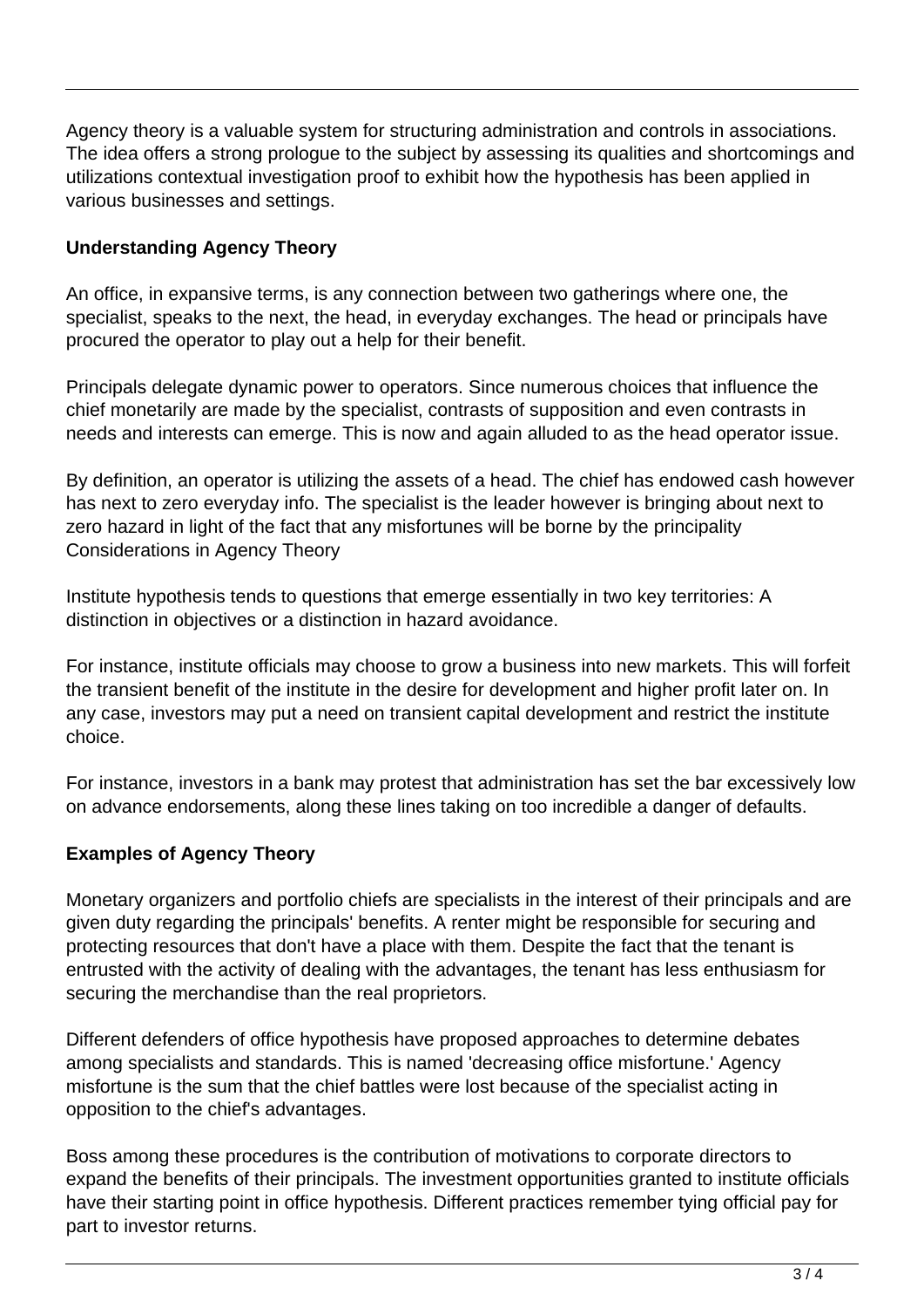Agency theory is a valuable system for structuring administration and controls in associations. The idea offers a strong prologue to the subject by assessing its qualities and shortcomings and utilizations contextual investigation proof to exhibit how the hypothesis has been applied in various businesses and settings.

**Understanding Agency Theory**

An office, in expansive terms, is any connection between two gatherings where one, the specialist, speaks to the next, the head, in everyday exchanges. The head or principals have procured the operator to play out a help for their benefit.

Principals delegate dynamic power to operators. Since numerous choices that influence the chief monetarily are made by the specialist, contrasts of supposition and even contrasts in needs and interests can emerge. This is now and again alluded to as the head operator issue.

By definition, an operator is utilizing the assets of a head. The chief has endowed cash however has next to zero everyday info. The specialist is the leader however is bringing about next to zero hazard in light of the fact that any misfortunes will be borne by the principality
Considerations in Agency Theory

Institute hypothesis tends to questions that emerge essentially in two key territories: A distinction in objectives or a distinction in hazard avoidance.

For instance, institute officials may choose to grow a business into new markets. This will forfeit the transient benefit of the institute in the desire for development and higher profit later on. In any case, investors may put a need on transient capital development and restrict the institute choice.

For instance, investors in a bank may protest that administration has set the bar excessively low on advance endorsements, along these lines taking on too incredible a danger of defaults.

**Examples of Agency Theory**

Monetary organizers and portfolio chiefs are specialists in the interest of their principals and are given duty regarding the principals' benefits. A renter might be responsible for securing and protecting resources that don't have a place with them. Despite the fact that the tenant is entrusted with the activity of dealing with the advantages, the tenant has less enthusiasm for securing the merchandise than the real proprietors.

Different defenders of office hypothesis have proposed approaches to determine debates among specialists and standards. This is named 'decreasing office misfortune.' Agency misfortune is the sum that the chief battles were lost because of the specialist acting in opposition to the chief's advantages.

Boss among these procedures is the contribution of motivations to corporate directors to expand the benefits of their principals. The investment opportunities granted to institute officials have their starting point in office hypothesis. Different practices remember tying official pay for part to investor returns.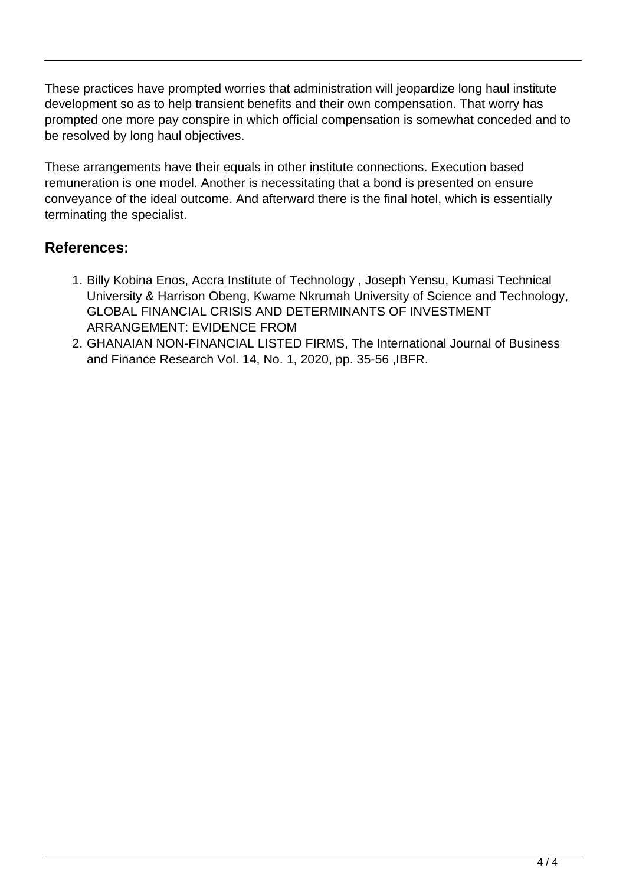These practices have prompted worries that administration will jeopardize long haul institute development so as to help transient benefits and their own compensation. That worry has prompted one more pay conspire in which official compensation is somewhat conceded and to be resolved by long haul objectives.

These arrangements have their equals in other institute connections. Execution based remuneration is one model. Another is necessitating that a bond is presented on ensure conveyance of the ideal outcome. And afterward there is the final hotel, which is essentially terminating the specialist.

## References:

1. Billy Kobina Enos, Accra Institute of Technology , Joseph Yensu, Kumasi Technical University & Harrison Obeng, Kwame Nkrumah University of Science and Technology, GLOBAL FINANCIAL CRISIS AND DETERMINANTS OF INVESTMENT ARRANGEMENT: EVIDENCE FROM
2. GHANAIAN NON-FINANCIAL LISTED FIRMS, The International Journal of Business and Finance Research Vol. 14, No. 1, 2020, pp. 35-56 ,IBFR.